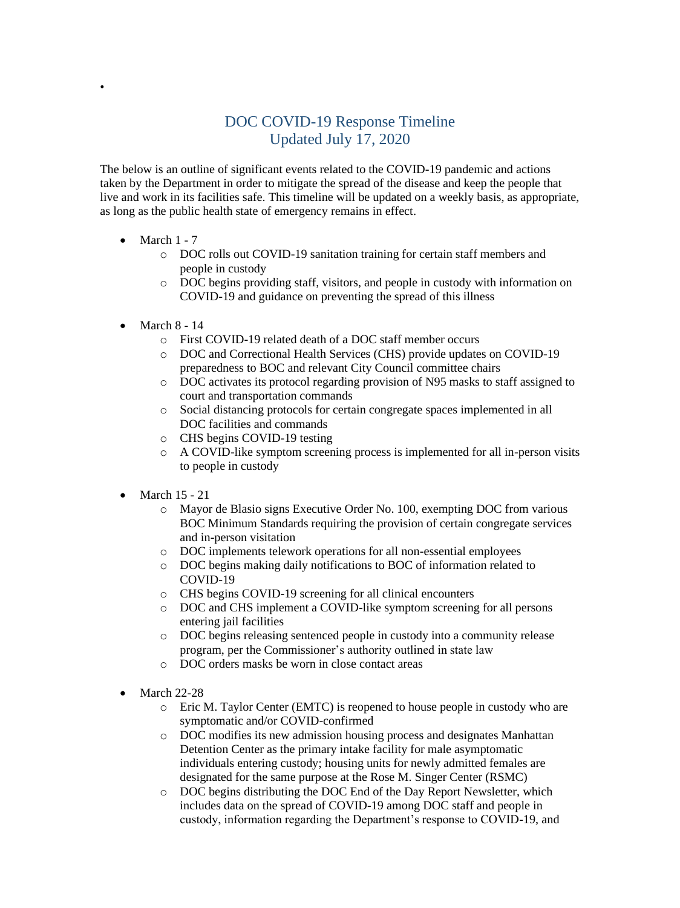# DOC COVID-19 Response Timeline
## Updated July 17, 2020

The below is an outline of significant events related to the COVID-19 pandemic and actions taken by the Department in order to mitigate the spread of the disease and keep the people that live and work in its facilities safe. This timeline will be updated on a weekly basis, as appropriate, as long as the public health state of emergency remains in effect.

- March 1 - 7
  - DOC rolls out COVID-19 sanitation training for certain staff members and people in custody
  - DOC begins providing staff, visitors, and people in custody with information on COVID-19 and guidance on preventing the spread of this illness

- March 8 - 14
  - First COVID-19 related death of a DOC staff member occurs
  - DOC and Correctional Health Services (CHS) provide updates on COVID-19 preparedness to BOC and relevant City Council committee chairs
  - DOC activates its protocol regarding provision of N95 masks to staff assigned to court and transportation commands
  - Social distancing protocols for certain congregate spaces implemented in all DOC facilities and commands
  - CHS begins COVID-19 testing
  - A COVID-like symptom screening process is implemented for all in-person visits to people in custody

- March 15 - 21
  - Mayor de Blasio signs Executive Order No. 100, exempting DOC from various BOC Minimum Standards requiring the provision of certain congregate services and in-person visitation
  - DOC implements telework operations for all non-essential employees
  - DOC begins making daily notifications to BOC of information related to COVID-19
  - CHS begins COVID-19 screening for all clinical encounters
  - DOC and CHS implement a COVID-like symptom screening for all persons entering jail facilities
  - DOC begins releasing sentenced people in custody into a community release program, per the Commissioner's authority outlined in state law
  - DOC orders masks be worn in close contact areas

- March 22-28
  - Eric M. Taylor Center (EMTC) is reopened to house people in custody who are symptomatic and/or COVID-confirmed
  - DOC modifies its new admission housing process and designates Manhattan Detention Center as the primary intake facility for male asymptomatic individuals entering custody; housing units for newly admitted females are designated for the same purpose at the Rose M. Singer Center (RSMC)
  - DOC begins distributing the DOC End of the Day Report Newsletter, which includes data on the spread of COVID-19 among DOC staff and people in custody, information regarding the Department's response to COVID-19, and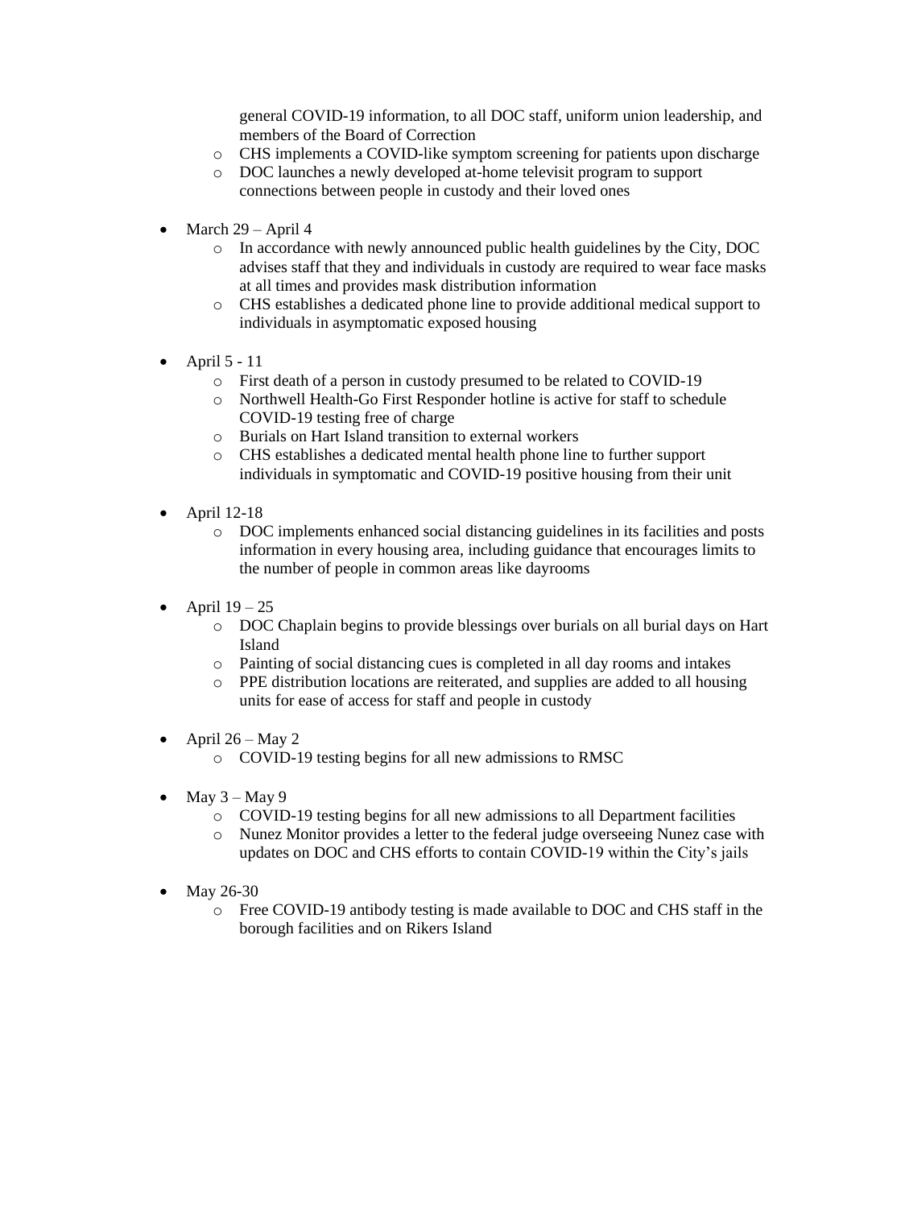general COVID-19 information, to all DOC staff, uniform union leadership, and members of the Board of Correction
    - CHS implements a COVID-like symptom screening for patients upon discharge
    - DOC launches a newly developed at-home televisit program to support connections between people in custody and their loved ones

- March 29 – April 4
    - In accordance with newly announced public health guidelines by the City, DOC advises staff that they and individuals in custody are required to wear face masks at all times and provides mask distribution information
    - CHS establishes a dedicated phone line to provide additional medical support to individuals in asymptomatic exposed housing

- April 5 - 11
    - First death of a person in custody presumed to be related to COVID-19
    - Northwell Health-Go First Responder hotline is active for staff to schedule COVID-19 testing free of charge
    - Burials on Hart Island transition to external workers
    - CHS establishes a dedicated mental health phone line to further support individuals in symptomatic and COVID-19 positive housing from their unit

- April 12-18
    - DOC implements enhanced social distancing guidelines in its facilities and posts information in every housing area, including guidance that encourages limits to the number of people in common areas like dayrooms

- April 19 – 25
    - DOC Chaplain begins to provide blessings over burials on all burial days on Hart Island
    - Painting of social distancing cues is completed in all day rooms and intakes
    - PPE distribution locations are reiterated, and supplies are added to all housing units for ease of access for staff and people in custody

- April 26 – May 2
    - COVID-19 testing begins for all new admissions to RMSC

- May 3 – May 9
    - COVID-19 testing begins for all new admissions to all Department facilities
    - Nunez Monitor provides a letter to the federal judge overseeing Nunez case with updates on DOC and CHS efforts to contain COVID-19 within the City's jails

- May 26-30
    - Free COVID-19 antibody testing is made available to DOC and CHS staff in the borough facilities and on Rikers Island